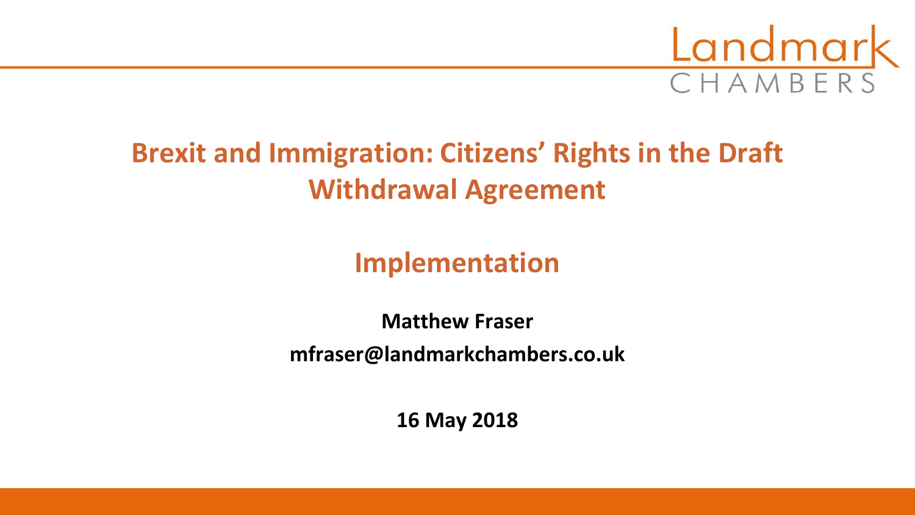Landmark CHAMBERS

# Brexit and Immigration: Citizens' Rights in the Draft Withdrawal Agreement

## Implementation

**Matthew Fraser**

**mfraser@landmarkchambers.co.uk**

**16 May 2018**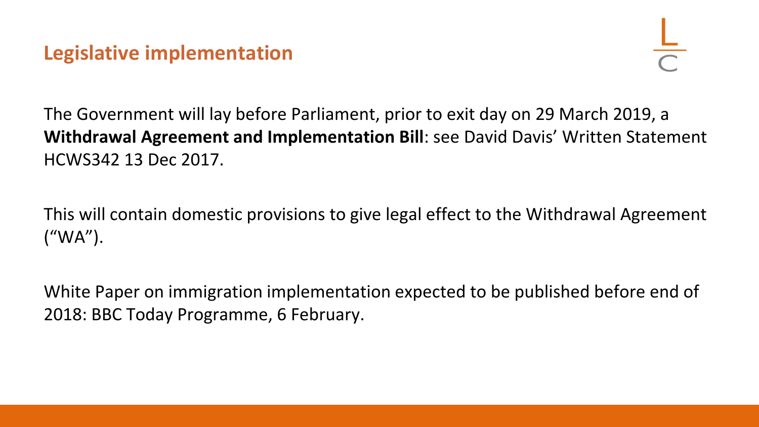## Legislative implementation

The Government will lay before Parliament, prior to exit day on 29 March 2019, a **Withdrawal Agreement and Implementation Bill**: see David Davis' Written Statement HCWS342 13 Dec 2017.

This will contain domestic provisions to give legal effect to the Withdrawal Agreement ("WA").

White Paper on immigration implementation expected to be published before end of 2018: BBC Today Programme, 6 February.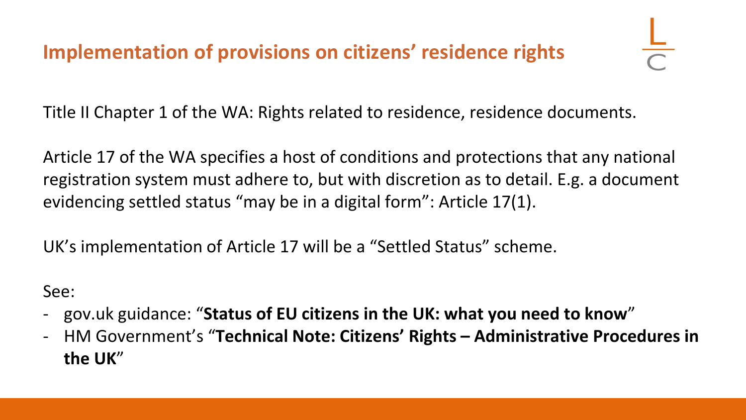## Implementation of provisions on citizens' residence rights

Title II Chapter 1 of the WA: Rights related to residence, residence documents.

Article 17 of the WA specifies a host of conditions and protections that any national registration system must adhere to, but with discretion as to detail. E.g. a document evidencing settled status "may be in a digital form": Article 17(1).

UK's implementation of Article 17 will be a "Settled Status" scheme.

See:

- gov.uk guidance: "**Status of EU citizens in the UK: what you need to know**"
- HM Government's "**Technical Note: Citizens' Rights – Administrative Procedures in the UK**"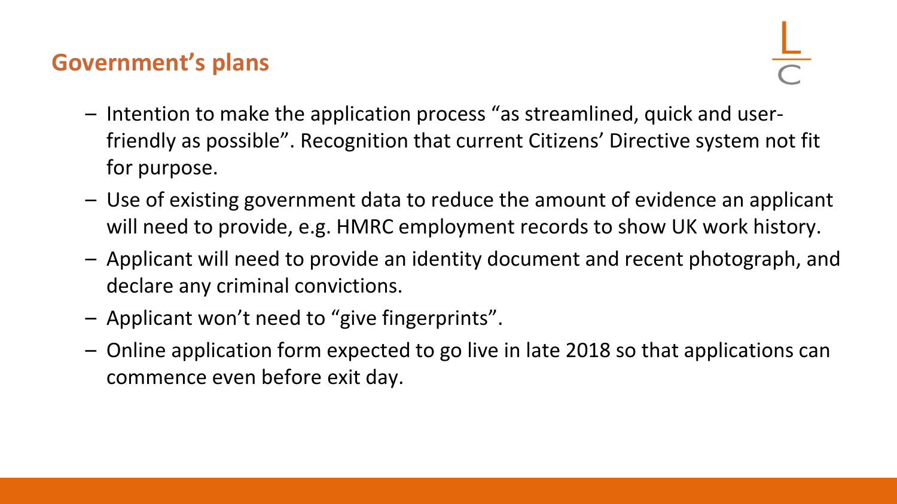## Government's plans

- Intention to make the application process "as streamlined, quick and user-friendly as possible". Recognition that current Citizens' Directive system not fit for purpose.
- Use of existing government data to reduce the amount of evidence an applicant will need to provide, e.g. HMRC employment records to show UK work history.
- Applicant will need to provide an identity document and recent photograph, and declare any criminal convictions.
- Applicant won't need to "give fingerprints".
- Online application form expected to go live in late 2018 so that applications can commence even before exit day.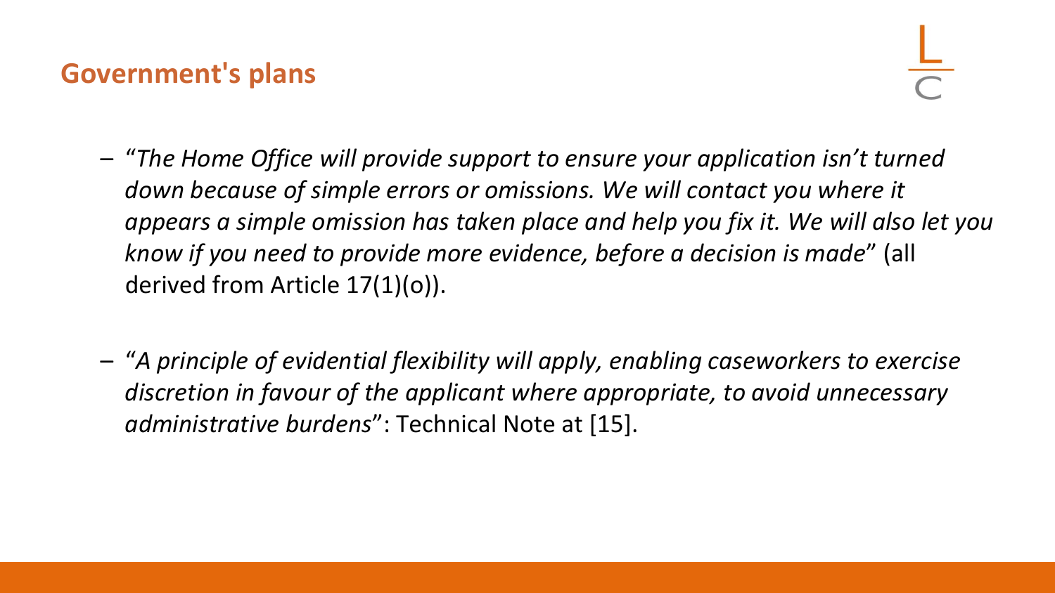## Government's plans

- "*The Home Office will provide support to ensure your application isn't turned down because of simple errors or omissions. We will contact you where it appears a simple omission has taken place and help you fix it. We will also let you know if you need to provide more evidence, before a decision is made*" (all derived from Article 17(1)(o)).

- "*A principle of evidential flexibility will apply, enabling caseworkers to exercise discretion in favour of the applicant where appropriate, to avoid unnecessary administrative burdens*": Technical Note at [15].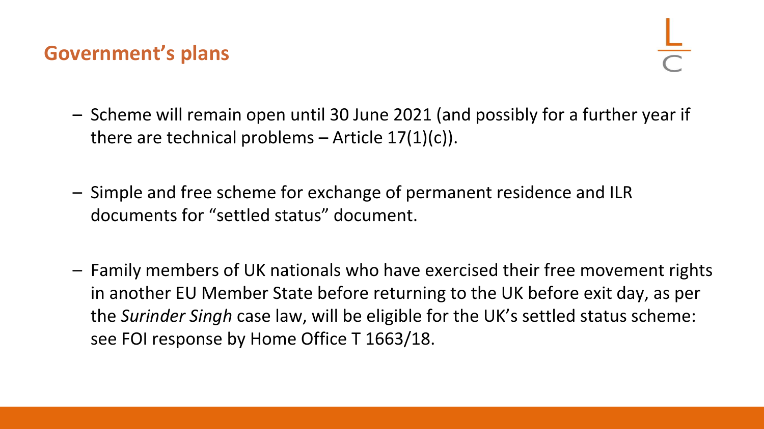## Government's plans

- Scheme will remain open until 30 June 2021 (and possibly for a further year if there are technical problems – Article 17(1)(c)).

- Simple and free scheme for exchange of permanent residence and ILR documents for "settled status" document.

- Family members of UK nationals who have exercised their free movement rights in another EU Member State before returning to the UK before exit day, as per the *Surinder Singh* case law, will be eligible for the UK's settled status scheme: see FOI response by Home Office T 1663/18.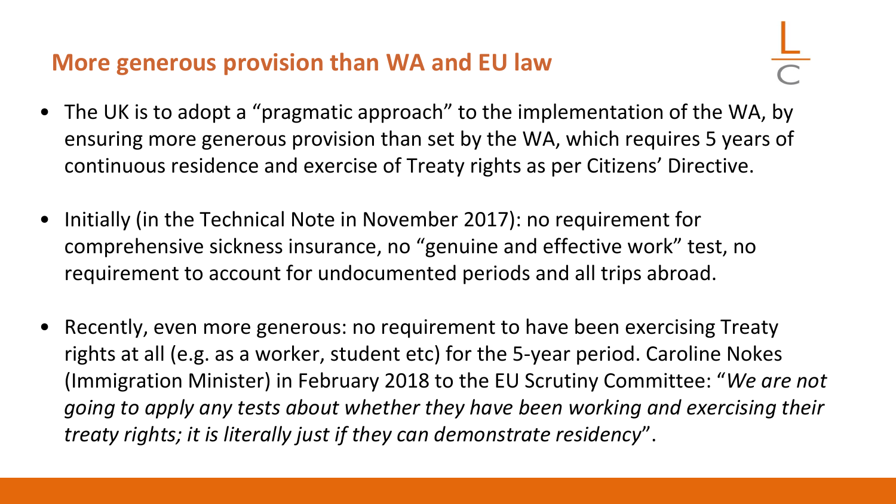## More generous provision than WA and EU law

- The UK is to adopt a "pragmatic approach" to the implementation of the WA, by ensuring more generous provision than set by the WA, which requires 5 years of continuous residence and exercise of Treaty rights as per Citizens' Directive.

- Initially (in the Technical Note in November 2017): no requirement for comprehensive sickness insurance, no "genuine and effective work" test, no requirement to account for undocumented periods and all trips abroad.

- Recently, even more generous: no requirement to have been exercising Treaty rights at all (e.g. as a worker, student etc) for the 5-year period. Caroline Nokes (Immigration Minister) in February 2018 to the EU Scrutiny Committee: "*We are not going to apply any tests about whether they have been working and exercising their treaty rights; it is literally just if they can demonstrate residency*".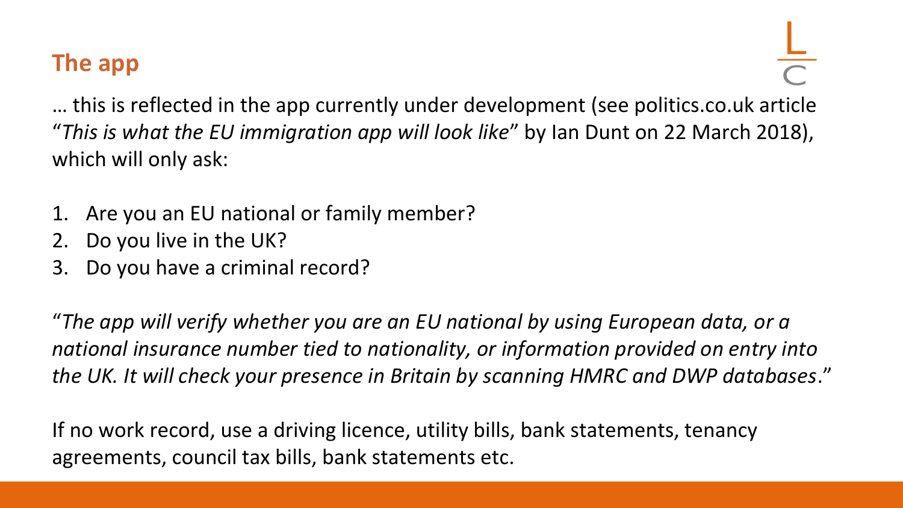## The app

… this is reflected in the app currently under development (see politics.co.uk article "*This is what the EU immigration app will look like*" by Ian Dunt on 22 March 2018), which will only ask:

1. Are you an EU national or family member?
2. Do you live in the UK?
3. Do you have a criminal record?

"*The app will verify whether you are an EU national by using European data, or a national insurance number tied to nationality, or information provided on entry into the UK. It will check your presence in Britain by scanning HMRC and DWP databases*."

If no work record, use a driving licence, utility bills, bank statements, tenancy agreements, council tax bills, bank statements etc.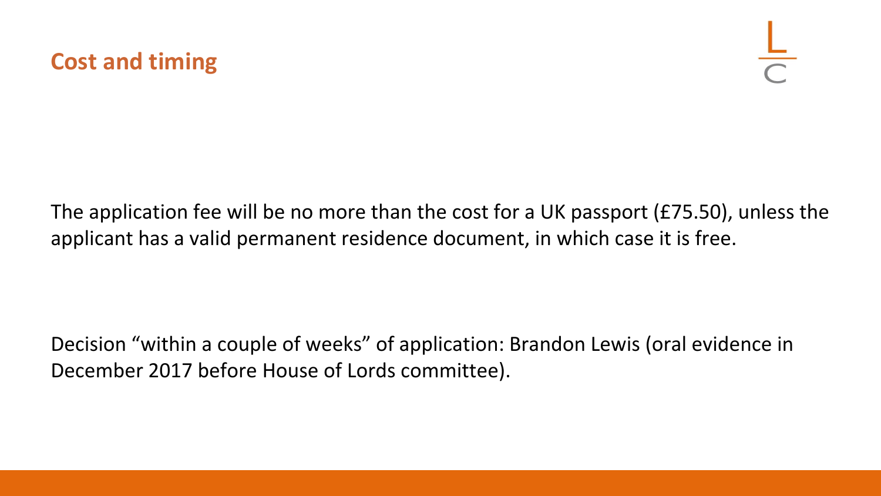## Cost and timing

The application fee will be no more than the cost for a UK passport (£75.50), unless the applicant has a valid permanent residence document, in which case it is free.

Decision “within a couple of weeks” of application: Brandon Lewis (oral evidence in December 2017 before House of Lords committee).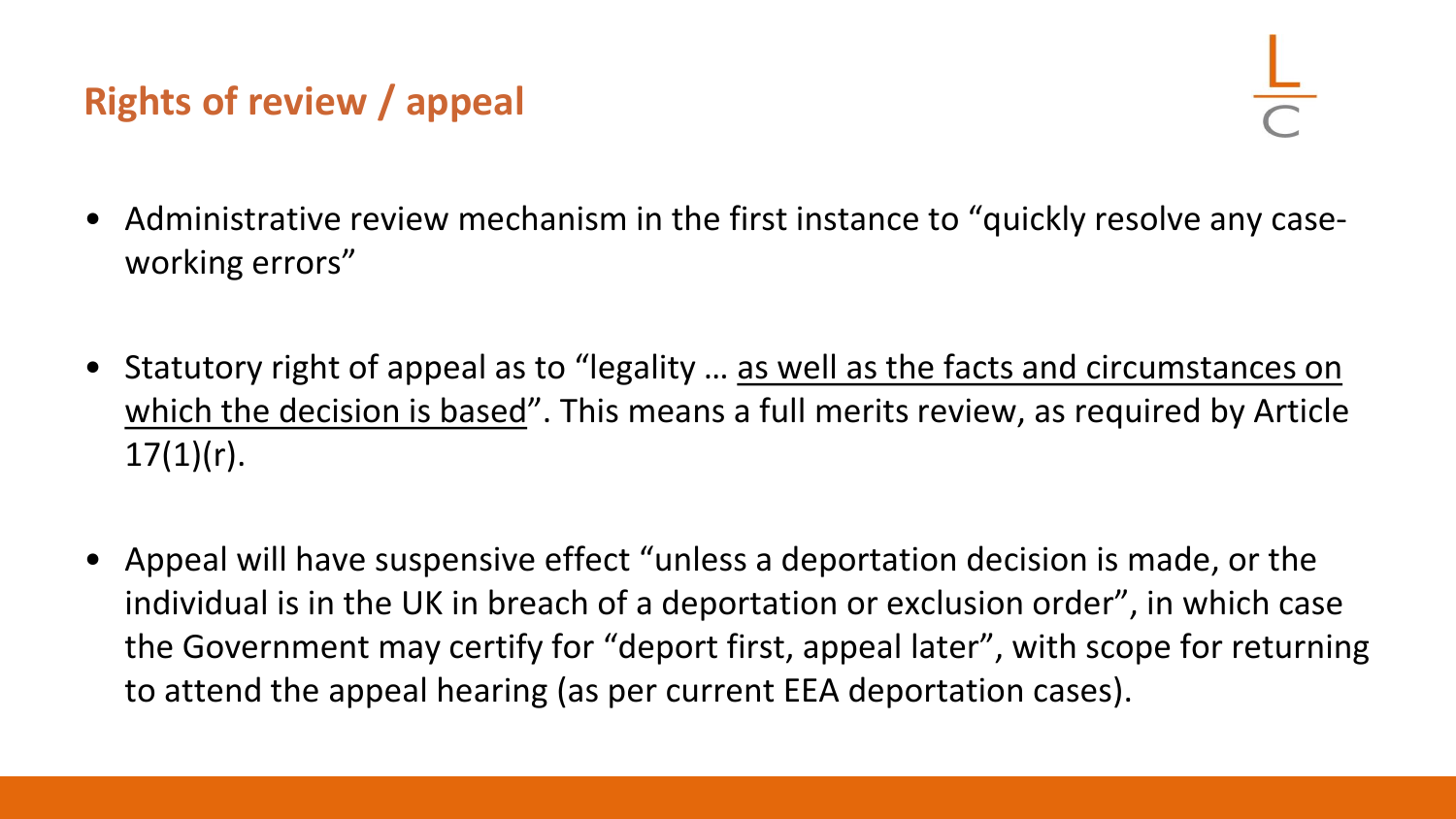## Rights of review / appeal

- Administrative review mechanism in the first instance to "quickly resolve any case-working errors"

- Statutory right of appeal as to "legality … as well as the facts and circumstances on which the decision is based". This means a full merits review, as required by Article 17(1)(r).

- Appeal will have suspensive effect "unless a deportation decision is made, or the individual is in the UK in breach of a deportation or exclusion order", in which case the Government may certify for "deport first, appeal later", with scope for returning to attend the appeal hearing (as per current EEA deportation cases).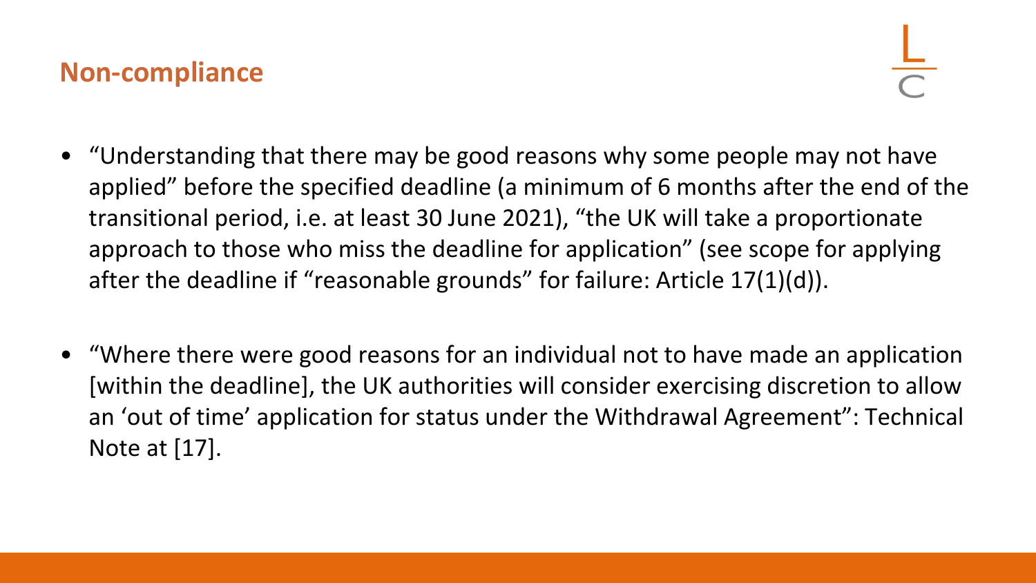## Non-compliance

- "Understanding that there may be good reasons why some people may not have applied" before the specified deadline (a minimum of 6 months after the end of the transitional period, i.e. at least 30 June 2021), "the UK will take a proportionate approach to those who miss the deadline for application" (see scope for applying after the deadline if "reasonable grounds" for failure: Article 17(1)(d)).

- "Where there were good reasons for an individual not to have made an application [within the deadline], the UK authorities will consider exercising discretion to allow an 'out of time' application for status under the Withdrawal Agreement": Technical Note at [17].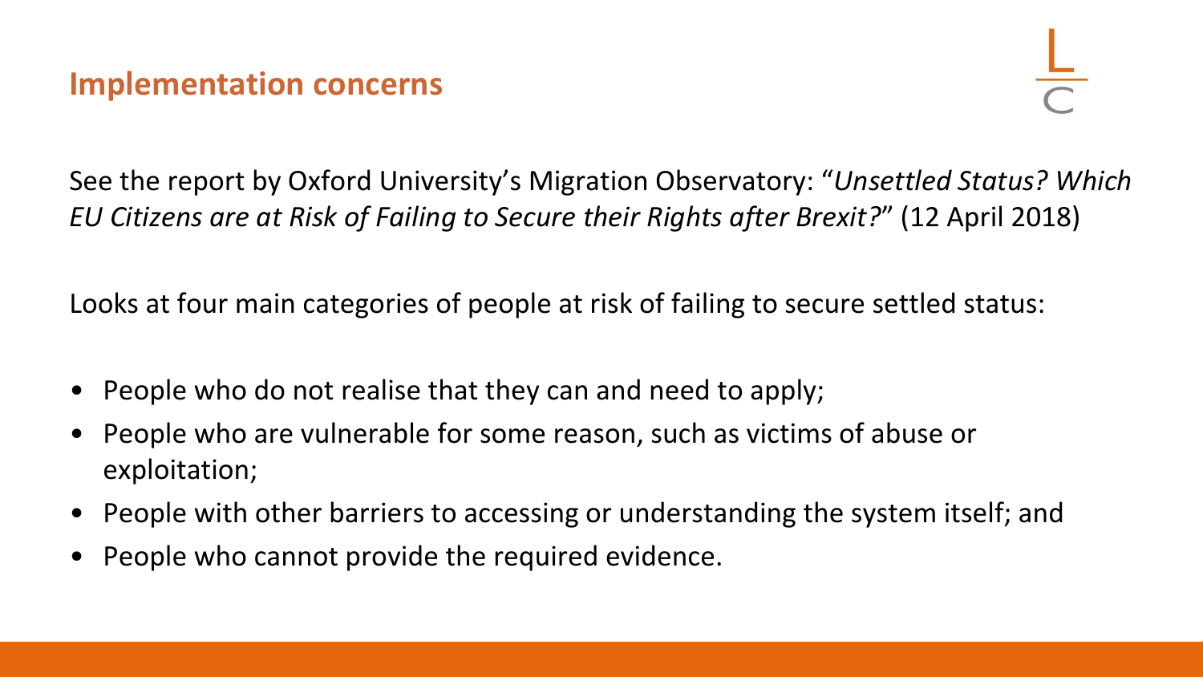## Implementation concerns

See the report by Oxford University's Migration Observatory: "*Unsettled Status? Which EU Citizens are at Risk of Failing to Secure their Rights after Brexit?*" (12 April 2018)

Looks at four main categories of people at risk of failing to secure settled status:

- People who do not realise that they can and need to apply;
- People who are vulnerable for some reason, such as victims of abuse or exploitation;
- People with other barriers to accessing or understanding the system itself; and
- People who cannot provide the required evidence.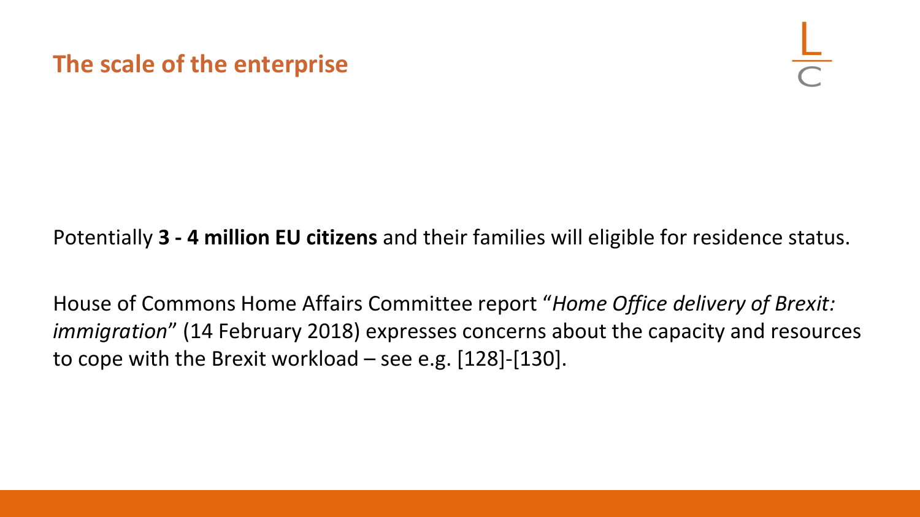## The scale of the enterprise

Potentially **3 - 4 million EU citizens** and their families will eligible for residence status.

House of Commons Home Affairs Committee report "*Home Office delivery of Brexit: immigration*" (14 February 2018) expresses concerns about the capacity and resources to cope with the Brexit workload – see e.g. [128]-[130].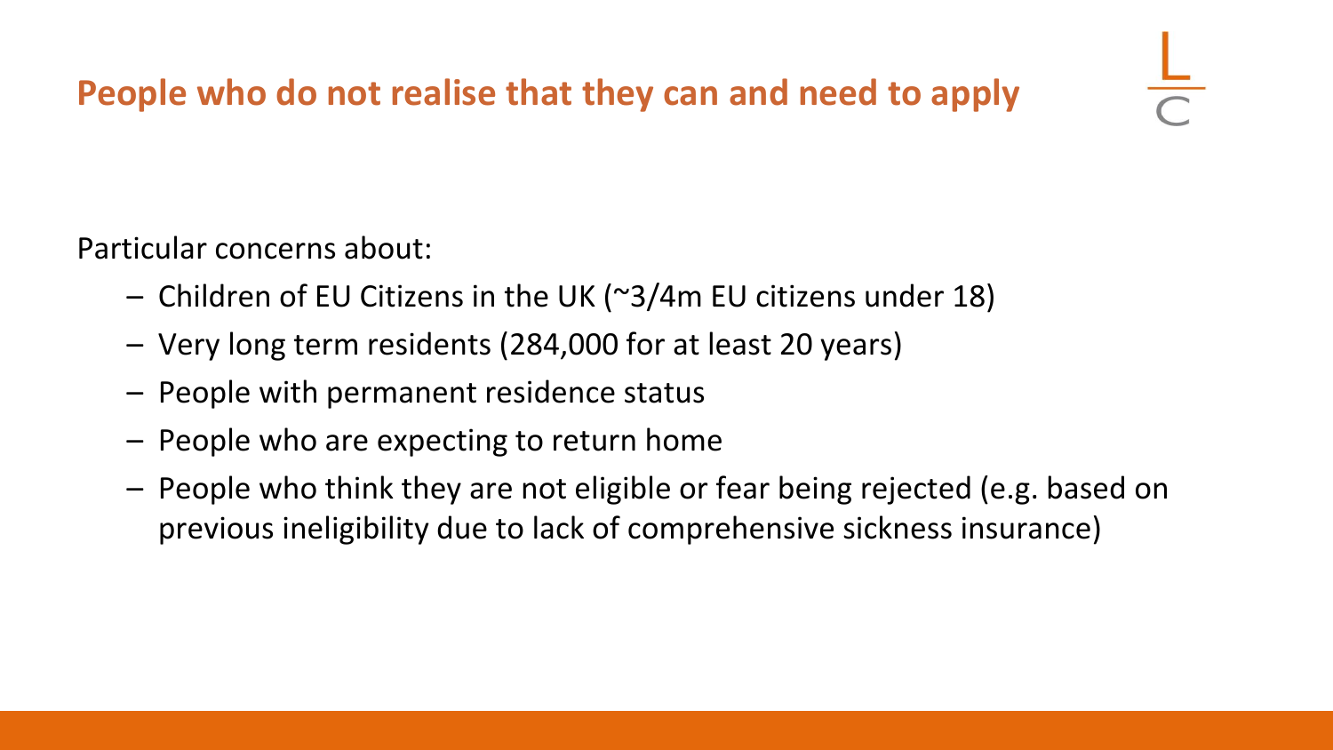## People who do not realise that they can and need to apply

Particular concerns about:

- Children of EU Citizens in the UK (~3/4m EU citizens under 18)
- Very long term residents (284,000 for at least 20 years)
- People with permanent residence status
- People who are expecting to return home
- People who think they are not eligible or fear being rejected (e.g. based on previous ineligibility due to lack of comprehensive sickness insurance)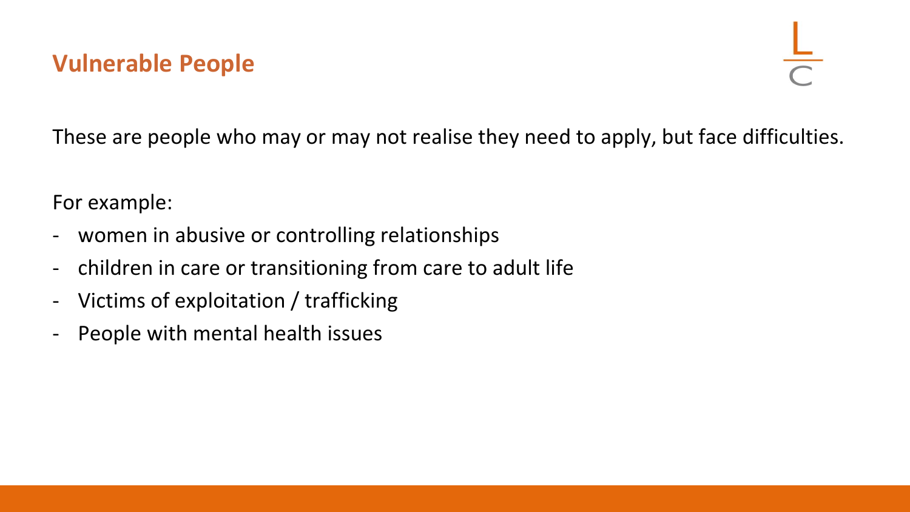## Vulnerable People

These are people who may or may not realise they need to apply, but face difficulties.

For example:

- women in abusive or controlling relationships
- children in care or transitioning from care to adult life
- Victims of exploitation / trafficking
- People with mental health issues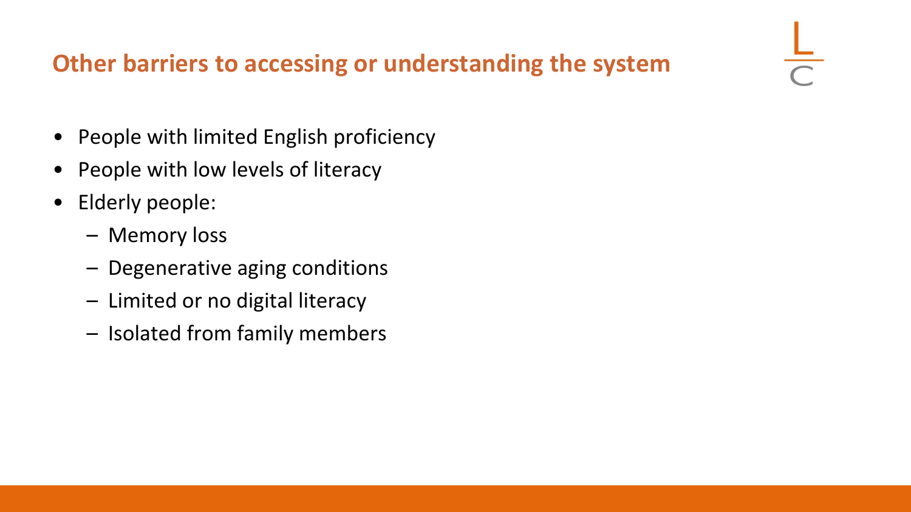## Other barriers to accessing or understanding the system

- People with limited English proficiency
- People with low levels of literacy
- Elderly people:
  - Memory loss
  - Degenerative aging conditions
  - Limited or no digital literacy
  - Isolated from family members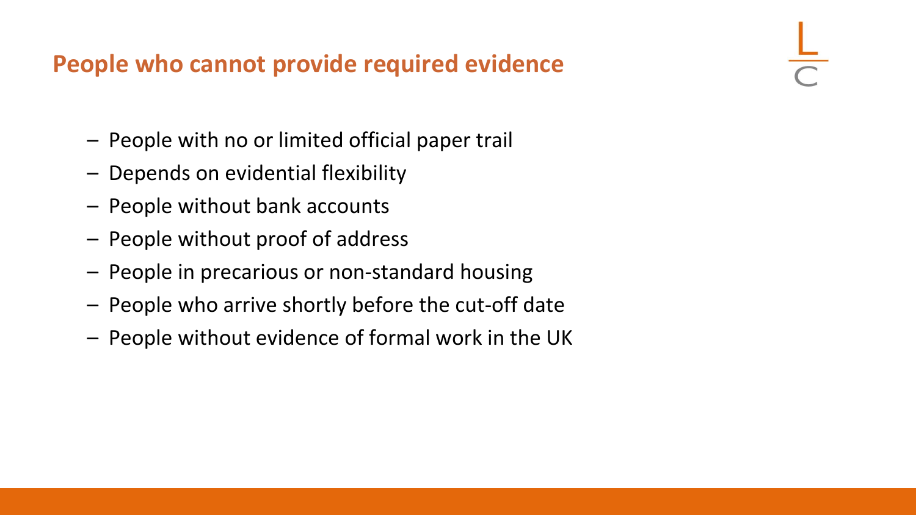## People who cannot provide required evidence

- People with no or limited official paper trail
- Depends on evidential flexibility
- People without bank accounts
- People without proof of address
- People in precarious or non-standard housing
- People who arrive shortly before the cut-off date
- People without evidence of formal work in the UK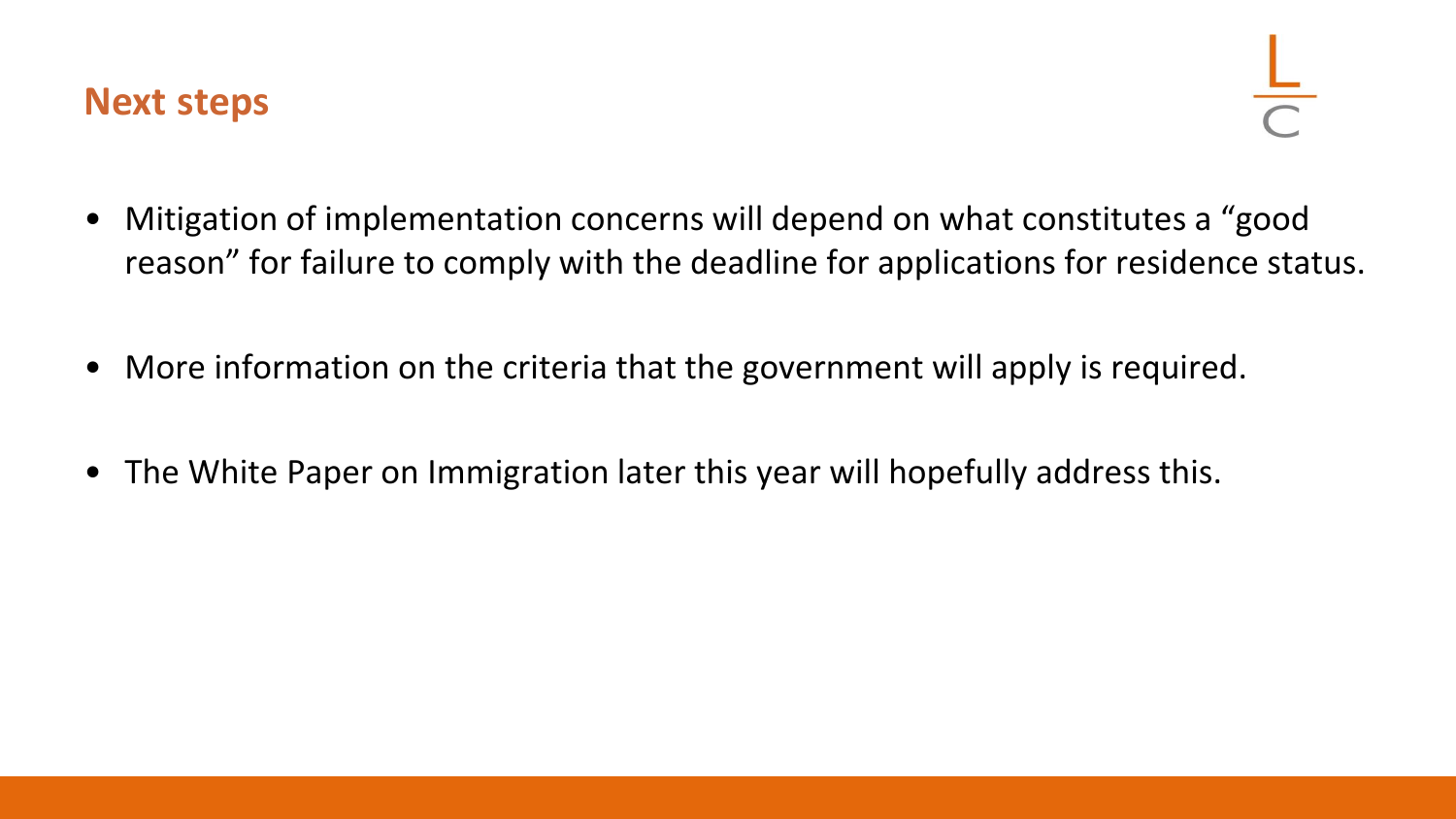## Next steps

- Mitigation of implementation concerns will depend on what constitutes a "good reason" for failure to comply with the deadline for applications for residence status.
- More information on the criteria that the government will apply is required.
- The White Paper on Immigration later this year will hopefully address this.